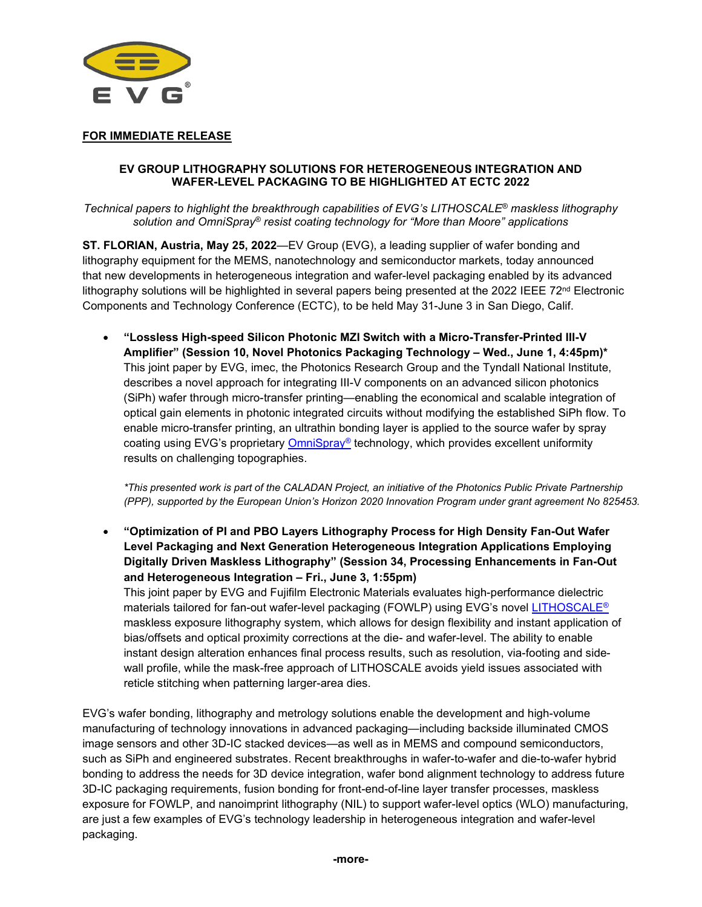**FOR IMMEDIATE RELEASE**

# EV GROUP LITHOGRAPHY SOLUTIONS FOR HETEROGENEOUS INTEGRATION AND WAFER-LEVEL PACKAGING TO BE HIGHLIGHTED AT ECTC 2022

*Technical papers to highlight the breakthrough capabilities of EVG's LITHOSCALE® maskless lithography solution and OmniSpray® resist coating technology for "More than Moore" applications*

**ST. FLORIAN, Austria, May 25, 2022**—EV Group (EVG), a leading supplier of wafer bonding and lithography equipment for the MEMS, nanotechnology and semiconductor markets, today announced that new developments in heterogeneous integration and wafer-level packaging enabled by its advanced lithography solutions will be highlighted in several papers being presented at the 2022 IEEE 72nd Electronic Components and Technology Conference (ECTC), to be held May 31-June 3 in San Diego, Calif.

- **"Lossless High-speed Silicon Photonic MZI Switch with a Micro-Transfer-Printed III-V Amplifier" (Session 10, Novel Photonics Packaging Technology – Wed., June 1, 4:45pm)***
  This joint paper by EVG, imec, the Photonics Research Group and the Tyndall National Institute, describes a novel approach for integrating III-V components on an advanced silicon photonics (SiPh) wafer through micro-transfer printing—enabling the economical and scalable integration of optical gain elements in photonic integrated circuits without modifying the established SiPh flow. To enable micro-transfer printing, an ultrathin bonding layer is applied to the source wafer by spray coating using EVG's proprietary OmniSpray® technology, which provides excellent uniformity results on challenging topographies.

  **This presented work is part of the CALADAN Project, an initiative of the Photonics Public Private Partnership (PPP), supported by the European Union's Horizon 2020 Innovation Program under grant agreement No 825453.*

- **"Optimization of PI and PBO Layers Lithography Process for High Density Fan-Out Wafer Level Packaging and Next Generation Heterogeneous Integration Applications Employing Digitally Driven Maskless Lithography" (Session 34, Processing Enhancements in Fan-Out and Heterogeneous Integration – Fri., June 3, 1:55pm)**
  This joint paper by EVG and Fujifilm Electronic Materials evaluates high-performance dielectric materials tailored for fan-out wafer-level packaging (FOWLP) using EVG's novel LITHOSCALE® maskless exposure lithography system, which allows for design flexibility and instant application of bias/offsets and optical proximity corrections at the die- and wafer-level. The ability to enable instant design alteration enhances final process results, such as resolution, via-footing and side-wall profile, while the mask-free approach of LITHOSCALE avoids yield issues associated with reticle stitching when patterning larger-area dies.

EVG's wafer bonding, lithography and metrology solutions enable the development and high-volume manufacturing of technology innovations in advanced packaging—including backside illuminated CMOS image sensors and other 3D-IC stacked devices—as well as in MEMS and compound semiconductors, such as SiPh and engineered substrates. Recent breakthroughs in wafer-to-wafer and die-to-wafer hybrid bonding to address the needs for 3D device integration, wafer bond alignment technology to address future 3D-IC packaging requirements, fusion bonding for front-end-of-line layer transfer processes, maskless exposure for FOWLP, and nanoimprint lithography (NIL) to support wafer-level optics (WLO) manufacturing, are just a few examples of EVG's technology leadership in heterogeneous integration and wafer-level packaging.

**-more-**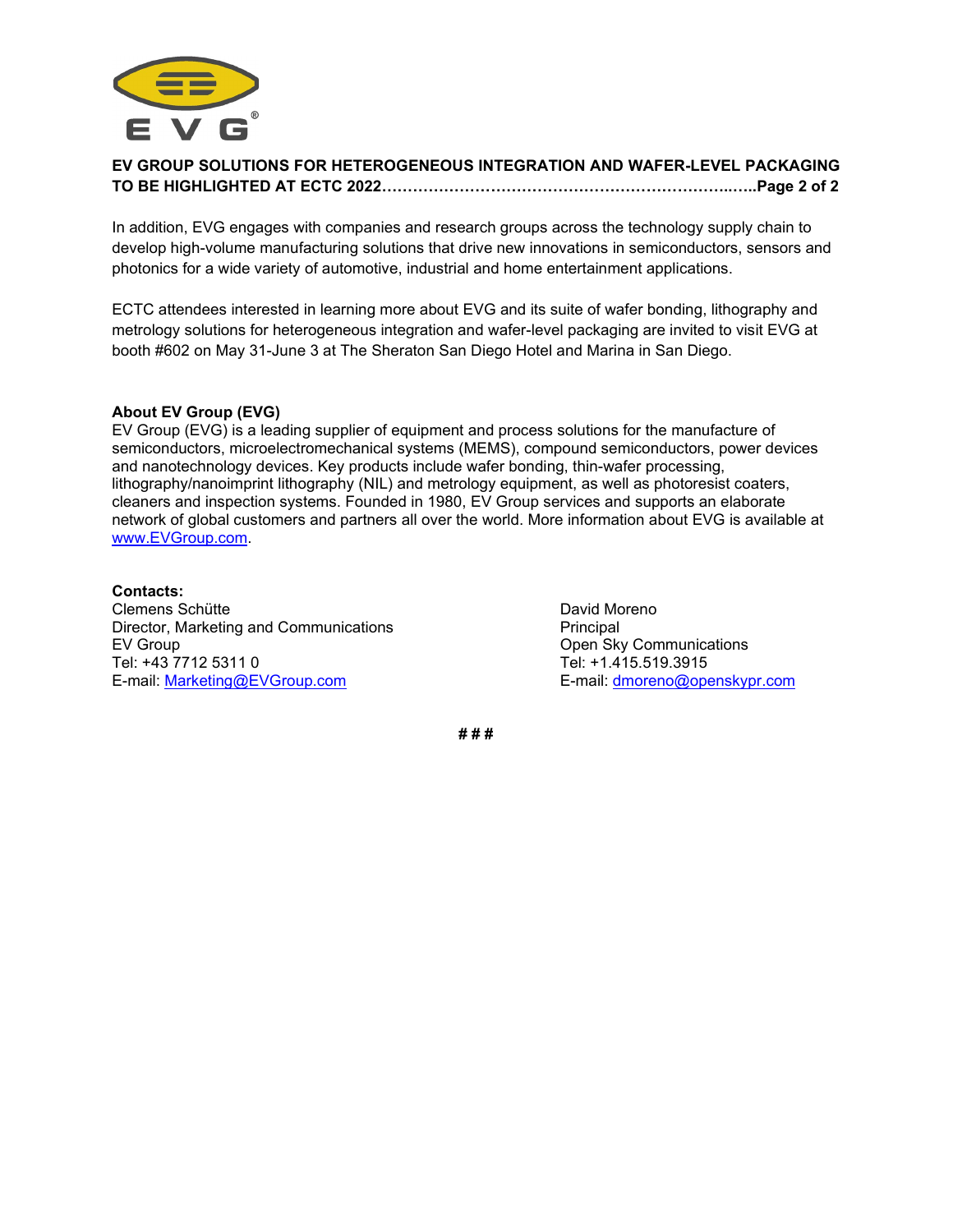In addition, EVG engages with companies and research groups across the technology supply chain to develop high-volume manufacturing solutions that drive new innovations in semiconductors, sensors and photonics for a wide variety of automotive, industrial and home entertainment applications.

ECTC attendees interested in learning more about EVG and its suite of wafer bonding, lithography and metrology solutions for heterogeneous integration and wafer-level packaging are invited to visit EVG at booth #602 on May 31-June 3 at The Sheraton San Diego Hotel and Marina in San Diego.

**About EV Group (EVG)**
EV Group (EVG) is a leading supplier of equipment and process solutions for the manufacture of semiconductors, microelectromechanical systems (MEMS), compound semiconductors, power devices and nanotechnology devices. Key products include wafer bonding, thin-wafer processing, lithography/nanoimprint lithography (NIL) and metrology equipment, as well as photoresist coaters, cleaners and inspection systems. Founded in 1980, EV Group services and supports an elaborate network of global customers and partners all over the world. More information about EVG is available at www.EVGroup.com.

**Contacts:**

Clemens Schütte
Director, Marketing and Communications
EV Group
Tel: +43 7712 5311 0
E-mail: Marketing@EVGroup.com

David Moreno
Principal
Open Sky Communications
Tel: +1.415.519.3915
E-mail: dmoreno@openskypr.com

# # #